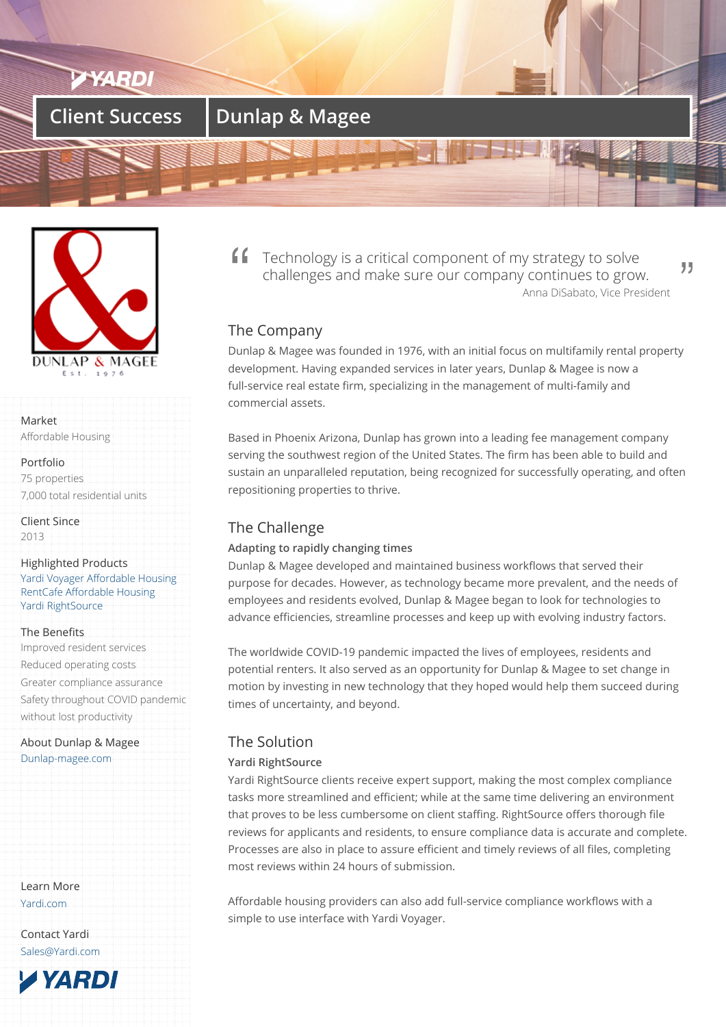# Client Success | Dunlap & Magee

DUNLAP & MAGEE
Est. 1976

**Market**
Affordable Housing

**Portfolio**
75 properties
7,000 total residential units

**Client Since**
2013

**Highlighted Products**
Yardi Voyager Affordable Housing
RentCafe Affordable Housing
Yardi RightSource

**The Benefits**
Improved resident services
Reduced operating costs
Greater compliance assurance
Safety throughout COVID pandemic without lost productivity

**About Dunlap & Magee**
Dunlap-magee.com

**Learn More**
Yardi.com

**Contact Yardi**
Sales@Yardi.com

> "Technology is a critical component of my strategy to solve challenges and make sure our company continues to grow."
>
> Anna DiSabato, Vice President

## The Company

Dunlap & Magee was founded in 1976, with an initial focus on multifamily rental property development. Having expanded services in later years, Dunlap & Magee is now a full-service real estate firm, specializing in the management of multi-family and commercial assets.

Based in Phoenix Arizona, Dunlap has grown into a leading fee management company serving the southwest region of the United States. The firm has been able to build and sustain an unparalleled reputation, being recognized for successfully operating, and often repositioning properties to thrive.

## The Challenge

**Adapting to rapidly changing times**

Dunlap & Magee developed and maintained business workflows that served their purpose for decades. However, as technology became more prevalent, and the needs of employees and residents evolved, Dunlap & Magee began to look for technologies to advance efficiencies, streamline processes and keep up with evolving industry factors.

The worldwide COVID-19 pandemic impacted the lives of employees, residents and potential renters. It also served as an opportunity for Dunlap & Magee to set change in motion by investing in new technology that they hoped would help them succeed during times of uncertainty, and beyond.

## The Solution

**Yardi RightSource**

Yardi RightSource clients receive expert support, making the most complex compliance tasks more streamlined and efficient; while at the same time delivering an environment that proves to be less cumbersome on client staffing. RightSource offers thorough file reviews for applicants and residents, to ensure compliance data is accurate and complete. Processes are also in place to assure efficient and timely reviews of all files, completing most reviews within 24 hours of submission.

Affordable housing providers can also add full-service compliance workflows with a simple to use interface with Yardi Voyager.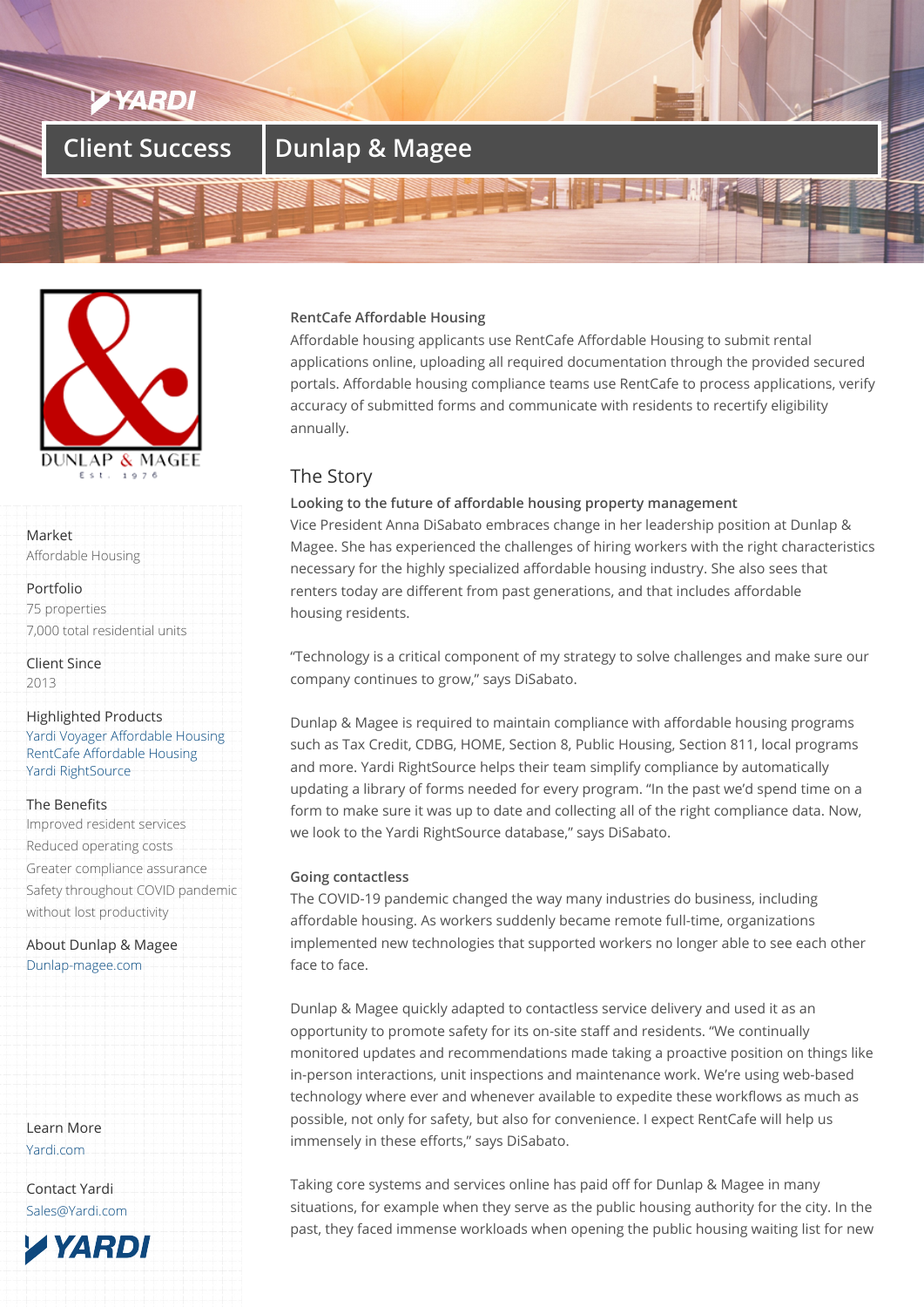# Client Success | Dunlap & Magee

**Market**
Affordable Housing

**Portfolio**
75 properties
7,000 total residential units

**Client Since**
2013

**Highlighted Products**
Yardi Voyager Affordable Housing
RentCafe Affordable Housing
Yardi RightSource

**The Benefits**
Improved resident services
Reduced operating costs
Greater compliance assurance
Safety throughout COVID pandemic without lost productivity

**About Dunlap & Magee**
Dunlap-magee.com

**Learn More**
Yardi.com

**Contact Yardi**
Sales@Yardi.com

**RentCafe Affordable Housing**

Affordable housing applicants use RentCafe Affordable Housing to submit rental applications online, uploading all required documentation through the provided secured portals. Affordable housing compliance teams use RentCafe to process applications, verify accuracy of submitted forms and communicate with residents to recertify eligibility annually.

## The Story

**Looking to the future of affordable housing property management**

Vice President Anna DiSabato embraces change in her leadership position at Dunlap & Magee. She has experienced the challenges of hiring workers with the right characteristics necessary for the highly specialized affordable housing industry. She also sees that renters today are different from past generations, and that includes affordable housing residents.

"Technology is a critical component of my strategy to solve challenges and make sure our company continues to grow," says DiSabato.

Dunlap & Magee is required to maintain compliance with affordable housing programs such as Tax Credit, CDBG, HOME, Section 8, Public Housing, Section 811, local programs and more. Yardi RightSource helps their team simplify compliance by automatically updating a library of forms needed for every program. "In the past we'd spend time on a form to make sure it was up to date and collecting all of the right compliance data. Now, we look to the Yardi RightSource database," says DiSabato.

**Going contactless**

The COVID-19 pandemic changed the way many industries do business, including affordable housing. As workers suddenly became remote full-time, organizations implemented new technologies that supported workers no longer able to see each other face to face.

Dunlap & Magee quickly adapted to contactless service delivery and used it as an opportunity to promote safety for its on-site staff and residents. "We continually monitored updates and recommendations made taking a proactive position on things like in-person interactions, unit inspections and maintenance work. We're using web-based technology where ever and whenever available to expedite these workflows as much as possible, not only for safety, but also for convenience. I expect RentCafe will help us immensely in these efforts," says DiSabato.

Taking core systems and services online has paid off for Dunlap & Magee in many situations, for example when they serve as the public housing authority for the city. In the past, they faced immense workloads when opening the public housing waiting list for new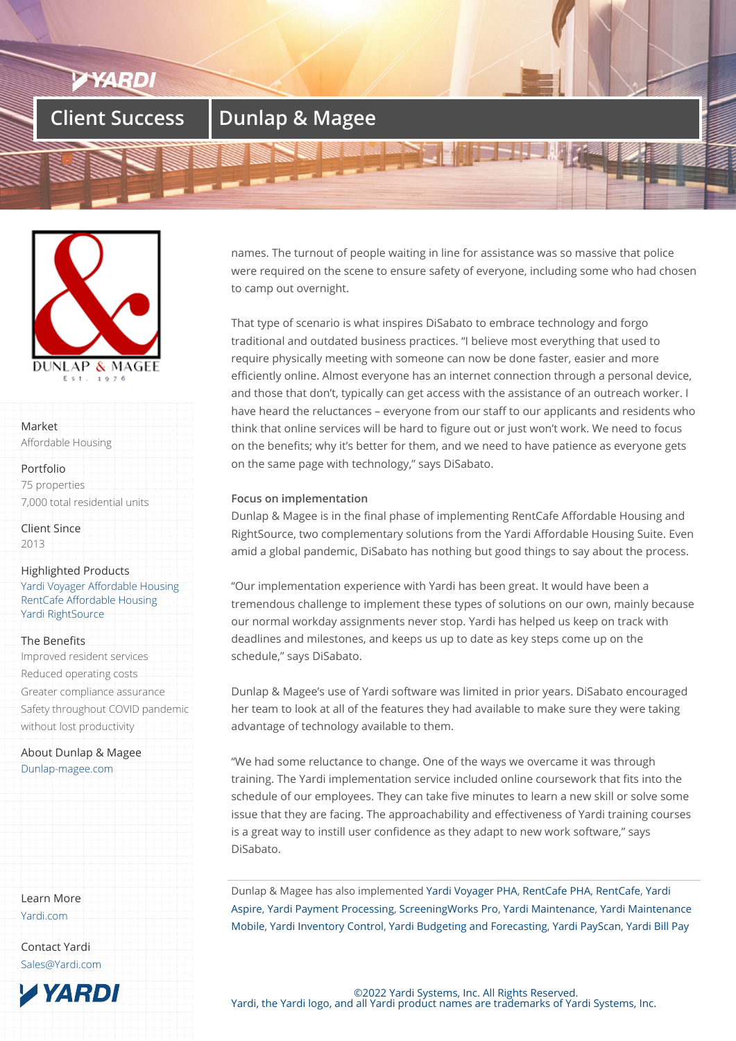# Client Success | Dunlap & Magee

Market
Affordable Housing

Portfolio
75 properties
7,000 total residential units

Client Since
2013

Highlighted Products
Yardi Voyager Affordable Housing
RentCafe Affordable Housing
Yardi RightSource

The Benefits
Improved resident services
Reduced operating costs
Greater compliance assurance
Safety throughout COVID pandemic without lost productivity

About Dunlap & Magee
Dunlap-magee.com

Learn More
Yardi.com

Contact Yardi
Sales@Yardi.com

names. The turnout of people waiting in line for assistance was so massive that police were required on the scene to ensure safety of everyone, including some who had chosen to camp out overnight.

That type of scenario is what inspires DiSabato to embrace technology and forgo traditional and outdated business practices. "I believe most everything that used to require physically meeting with someone can now be done faster, easier and more efficiently online. Almost everyone has an internet connection through a personal device, and those that don't, typically can get access with the assistance of an outreach worker. I have heard the reluctances – everyone from our staff to our applicants and residents who think that online services will be hard to figure out or just won't work. We need to focus on the benefits; why it's better for them, and we need to have patience as everyone gets on the same page with technology," says DiSabato.

### Focus on implementation

Dunlap & Magee is in the final phase of implementing RentCafe Affordable Housing and RightSource, two complementary solutions from the Yardi Affordable Housing Suite. Even amid a global pandemic, DiSabato has nothing but good things to say about the process.

"Our implementation experience with Yardi has been great. It would have been a tremendous challenge to implement these types of solutions on our own, mainly because our normal workday assignments never stop. Yardi has helped us keep on track with deadlines and milestones, and keeps us up to date as key steps come up on the schedule," says DiSabato.

Dunlap & Magee's use of Yardi software was limited in prior years. DiSabato encouraged her team to look at all of the features they had available to make sure they were taking advantage of technology available to them.

"We had some reluctance to change. One of the ways we overcame it was through training. The Yardi implementation service included online coursework that fits into the schedule of our employees. They can take five minutes to learn a new skill or solve some issue that they are facing. The approachability and effectiveness of Yardi training courses is a great way to instill user confidence as they adapt to new work software," says DiSabato.

---

Dunlap & Magee has also implemented Yardi Voyager PHA, RentCafe PHA, RentCafe, Yardi Aspire, Yardi Payment Processing, ScreeningWorks Pro, Yardi Maintenance, Yardi Maintenance Mobile, Yardi Inventory Control, Yardi Budgeting and Forecasting, Yardi PayScan, Yardi Bill Pay

©2022 Yardi Systems, Inc. All Rights Reserved.
Yardi, the Yardi logo, and all Yardi product names are trademarks of Yardi Systems, Inc.